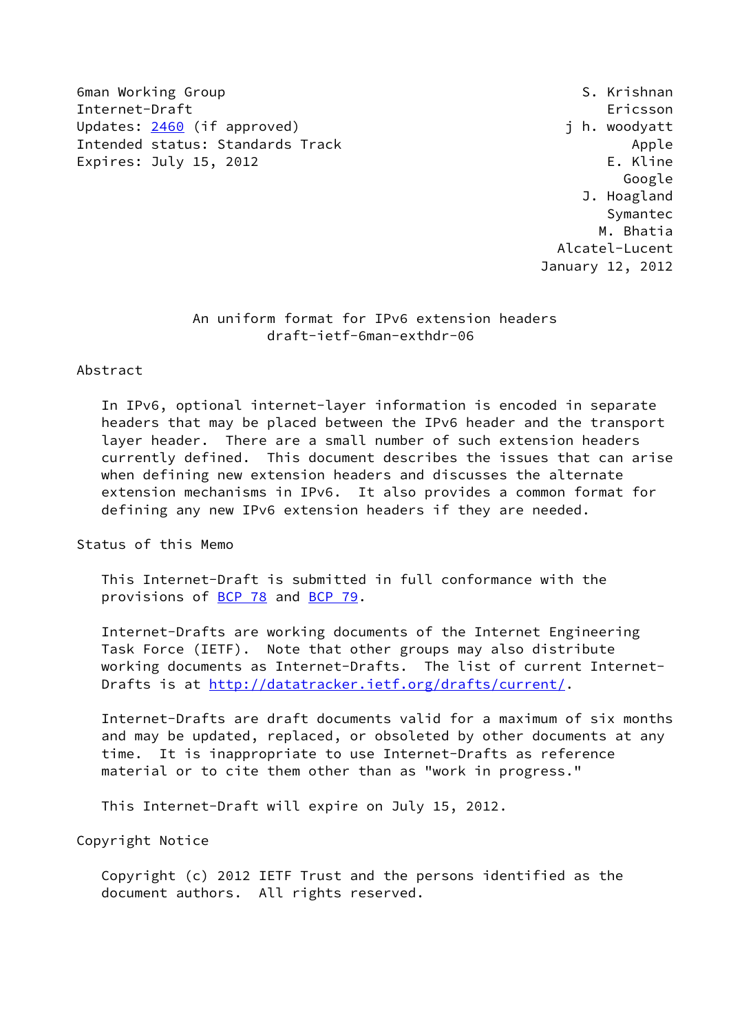6man Working Group S. Krishnan
Internet-Draft Ericsson
Updates: 2460 (if approved) j h. woodyatt
Intended status: Standards Track Apple
Expires: July 15, 2012 E. Kline
Google
J. Hoagland
Symantec
M. Bhatia
Alcatel-Lucent
January 12, 2012

# An uniform format for IPv6 extension headers
draft-ietf-6man-exthdr-06

## Abstract

In IPv6, optional internet-layer information is encoded in separate headers that may be placed between the IPv6 header and the transport layer header. There are a small number of such extension headers currently defined. This document describes the issues that can arise when defining new extension headers and discusses the alternate extension mechanisms in IPv6. It also provides a common format for defining any new IPv6 extension headers if they are needed.

## Status of this Memo

This Internet-Draft is submitted in full conformance with the provisions of BCP 78 and BCP 79.

Internet-Drafts are working documents of the Internet Engineering Task Force (IETF). Note that other groups may also distribute working documents as Internet-Drafts. The list of current Internet-Drafts is at http://datatracker.ietf.org/drafts/current/.

Internet-Drafts are draft documents valid for a maximum of six months and may be updated, replaced, or obsoleted by other documents at any time. It is inappropriate to use Internet-Drafts as reference material or to cite them other than as "work in progress."

This Internet-Draft will expire on July 15, 2012.

## Copyright Notice

Copyright (c) 2012 IETF Trust and the persons identified as the document authors. All rights reserved.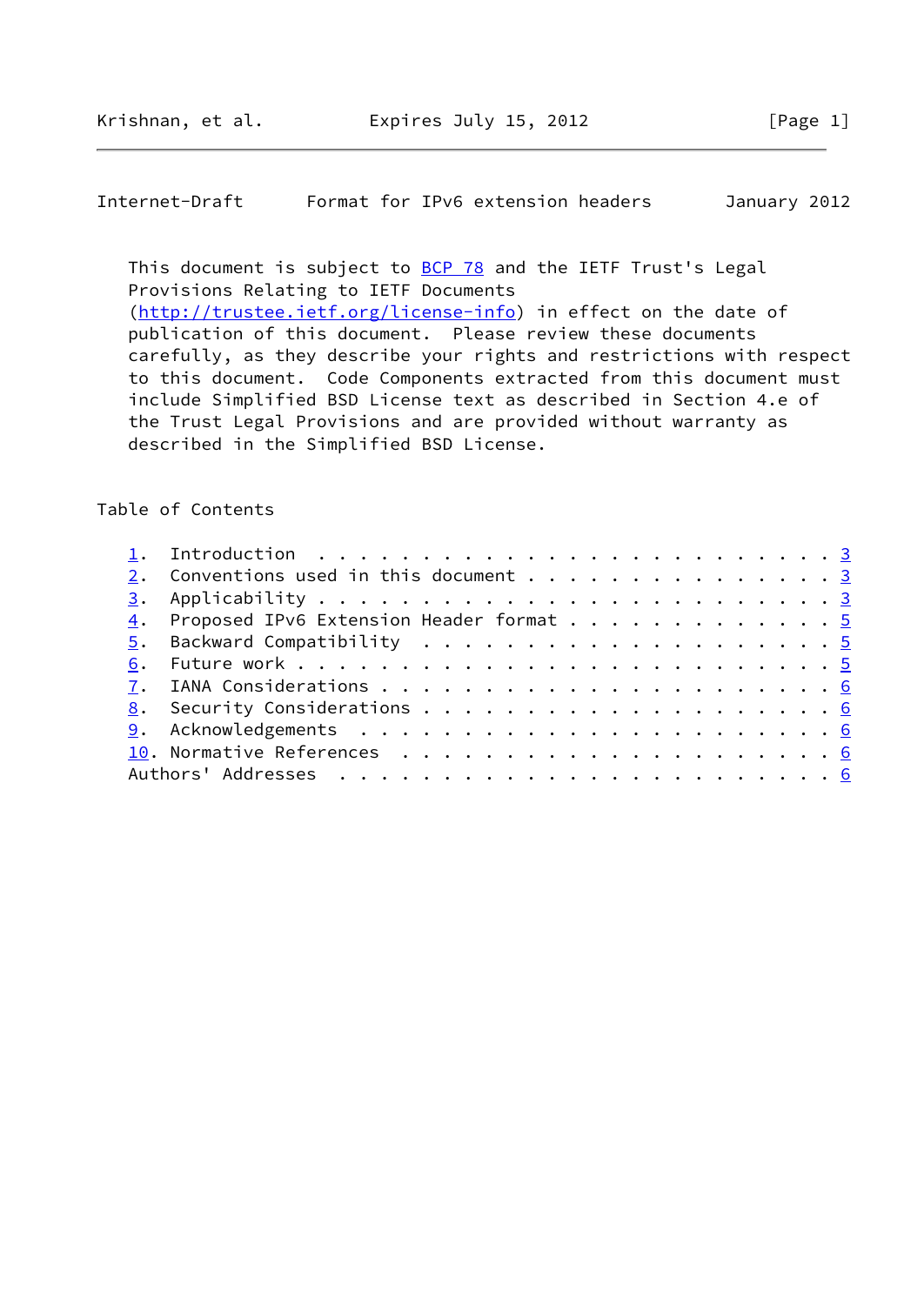This document is subject to BCP 78 and the IETF Trust's Legal Provisions Relating to IETF Documents (http://trustee.ietf.org/license-info) in effect on the date of publication of this document. Please review these documents carefully, as they describe your rights and restrictions with respect to this document. Code Components extracted from this document must include Simplified BSD License text as described in Section 4.e of the Trust Legal Provisions and are provided without warranty as described in the Simplified BSD License.

## Table of Contents

```
   1.  Introduction . . . . . . . . . . . . . . . . . . . . . . . . . 3
   2.  Conventions used in this document  . . . . . . . . . . . . . . 3
   3.  Applicability  . . . . . . . . . . . . . . . . . . . . . . . . 3
   4.  Proposed IPv6 Extension Header format  . . . . . . . . . . . . 5
   5.  Backward Compatibility . . . . . . . . . . . . . . . . . . . . 5
   6.  Future work  . . . . . . . . . . . . . . . . . . . . . . . . . 5
   7.  IANA Considerations  . . . . . . . . . . . . . . . . . . . . . 6
   8.  Security Considerations  . . . . . . . . . . . . . . . . . . . 6
   9.  Acknowledgements . . . . . . . . . . . . . . . . . . . . . . . 6
   10. Normative References . . . . . . . . . . . . . . . . . . . . . 6
   Authors' Addresses . . . . . . . . . . . . . . . . . . . . . . . . 6
```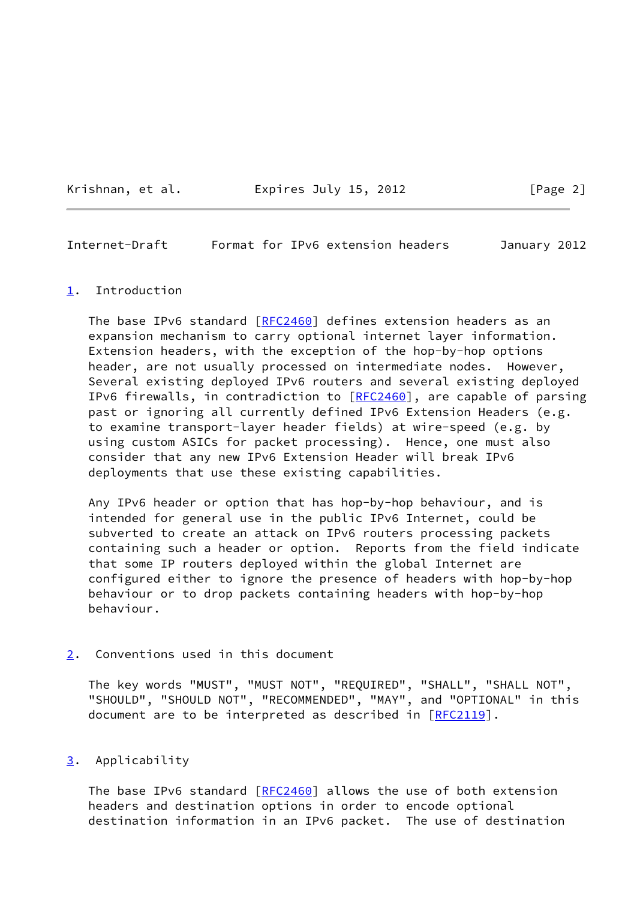## 1. Introduction

The base IPv6 standard [RFC2460] defines extension headers as an expansion mechanism to carry optional internet layer information. Extension headers, with the exception of the hop-by-hop options header, are not usually processed on intermediate nodes. However, Several existing deployed IPv6 routers and several existing deployed IPv6 firewalls, in contradiction to [RFC2460], are capable of parsing past or ignoring all currently defined IPv6 Extension Headers (e.g. to examine transport-layer header fields) at wire-speed (e.g. by using custom ASICs for packet processing). Hence, one must also consider that any new IPv6 Extension Header will break IPv6 deployments that use these existing capabilities.

Any IPv6 header or option that has hop-by-hop behaviour, and is intended for general use in the public IPv6 Internet, could be subverted to create an attack on IPv6 routers processing packets containing such a header or option. Reports from the field indicate that some IP routers deployed within the global Internet are configured either to ignore the presence of headers with hop-by-hop behaviour or to drop packets containing headers with hop-by-hop behaviour.

## 2. Conventions used in this document

The key words "MUST", "MUST NOT", "REQUIRED", "SHALL", "SHALL NOT", "SHOULD", "SHOULD NOT", "RECOMMENDED", "MAY", and "OPTIONAL" in this document are to be interpreted as described in [RFC2119].

## 3. Applicability

The base IPv6 standard [RFC2460] allows the use of both extension headers and destination options in order to encode optional destination information in an IPv6 packet. The use of destination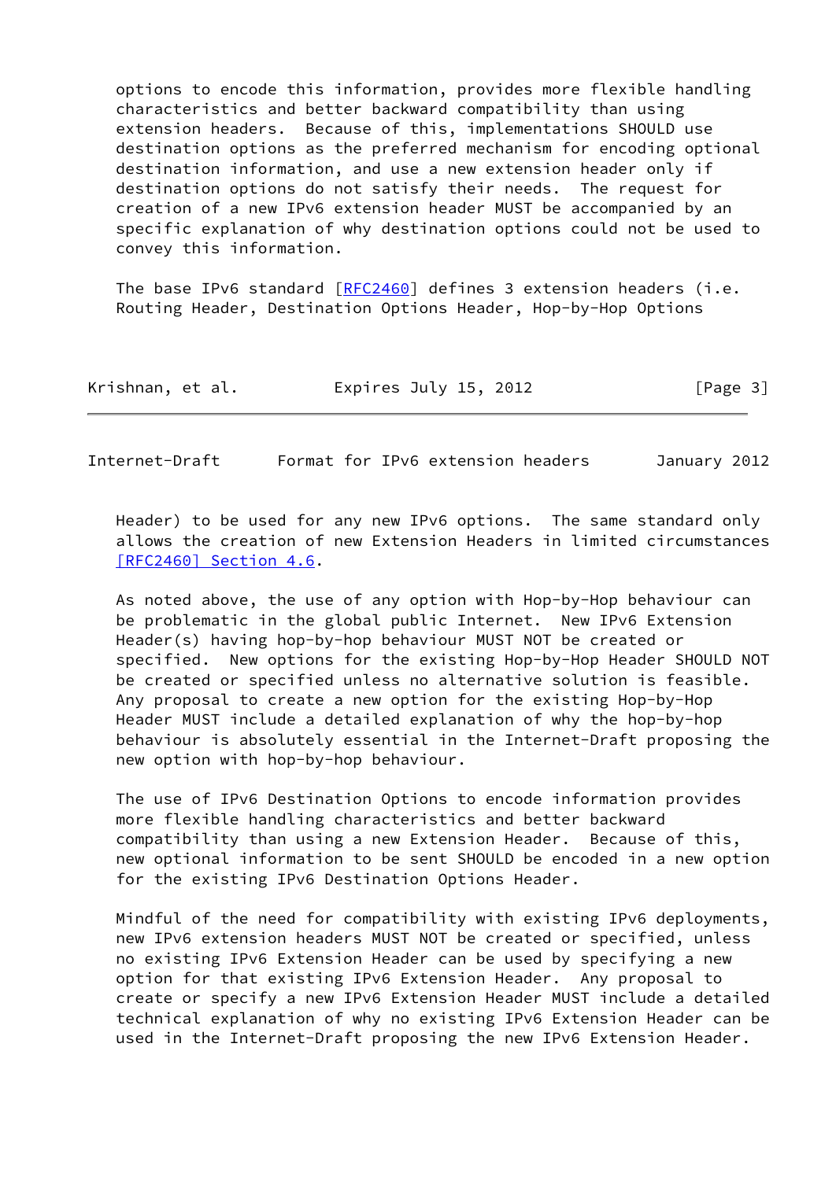options to encode this information, provides more flexible handling characteristics and better backward compatibility than using extension headers. Because of this, implementations SHOULD use destination options as the preferred mechanism for encoding optional destination information, and use a new extension header only if destination options do not satisfy their needs. The request for creation of a new IPv6 extension header MUST be accompanied by an specific explanation of why destination options could not be used to convey this information.

The base IPv6 standard [RFC2460] defines 3 extension headers (i.e. Routing Header, Destination Options Header, Hop-by-Hop Options Header) to be used for any new IPv6 options. The same standard only allows the creation of new Extension Headers in limited circumstances [RFC2460] Section 4.6.

As noted above, the use of any option with Hop-by-Hop behaviour can be problematic in the global public Internet. New IPv6 Extension Header(s) having hop-by-hop behaviour MUST NOT be created or specified. New options for the existing Hop-by-Hop Header SHOULD NOT be created or specified unless no alternative solution is feasible. Any proposal to create a new option for the existing Hop-by-Hop Header MUST include a detailed explanation of why the hop-by-hop behaviour is absolutely essential in the Internet-Draft proposing the new option with hop-by-hop behaviour.

The use of IPv6 Destination Options to encode information provides more flexible handling characteristics and better backward compatibility than using a new Extension Header. Because of this, new optional information to be sent SHOULD be encoded in a new option for the existing IPv6 Destination Options Header.

Mindful of the need for compatibility with existing IPv6 deployments, new IPv6 extension headers MUST NOT be created or specified, unless no existing IPv6 Extension Header can be used by specifying a new option for that existing IPv6 Extension Header. Any proposal to create or specify a new IPv6 Extension Header MUST include a detailed technical explanation of why no existing IPv6 Extension Header can be used in the Internet-Draft proposing the new IPv6 Extension Header.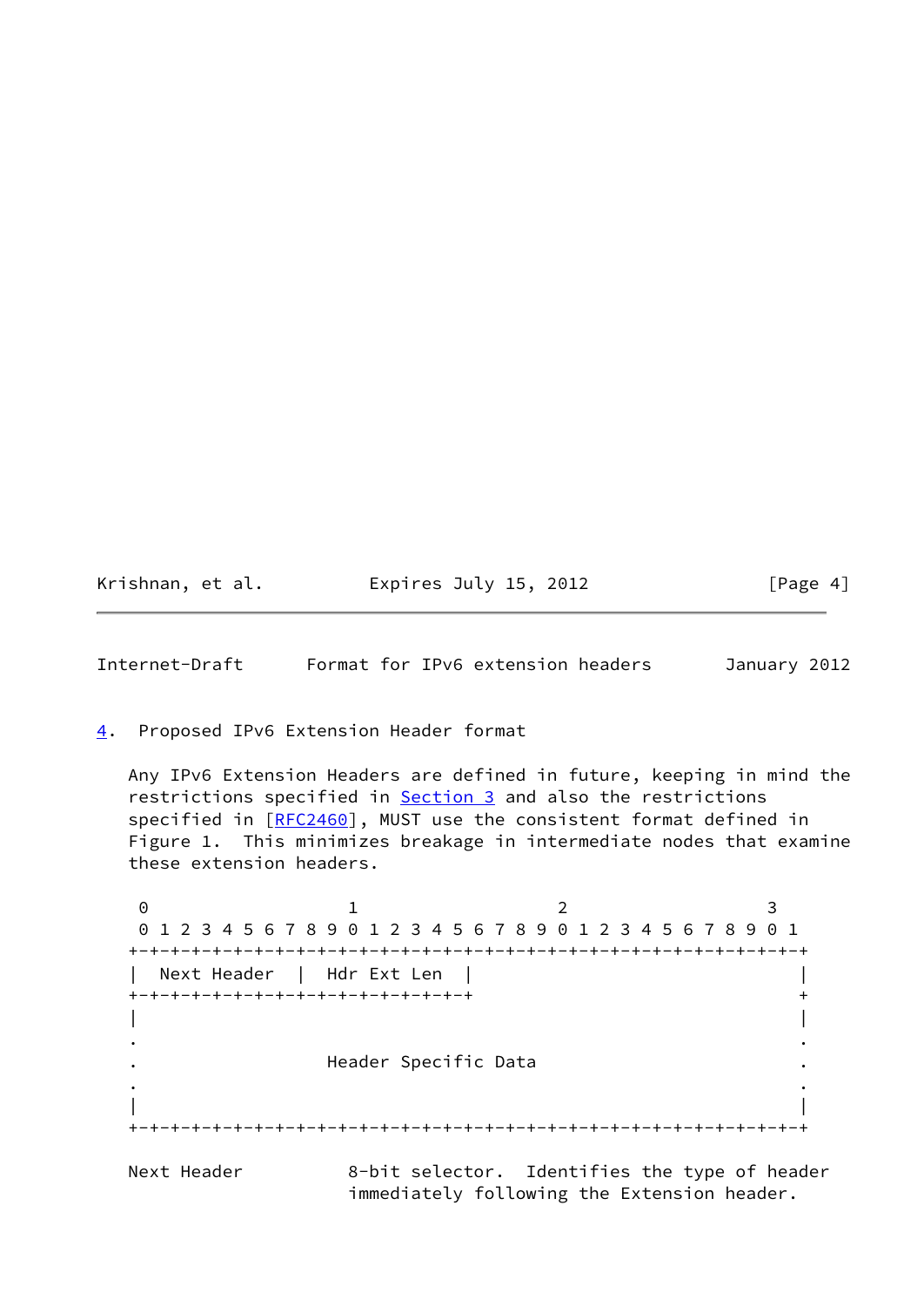## 4. Proposed IPv6 Extension Header format

Any IPv6 Extension Headers are defined in future, keeping in mind the restrictions specified in Section 3 and also the restrictions specified in [RFC2460], MUST use the consistent format defined in Figure 1. This minimizes breakage in intermediate nodes that examine these extension headers.

```
 0                   1                   2                   3
 0 1 2 3 4 5 6 7 8 9 0 1 2 3 4 5 6 7 8 9 0 1 2 3 4 5 6 7 8 9 0 1
+-+-+-+-+-+-+-+-+-+-+-+-+-+-+-+-+-+-+-+-+-+-+-+-+-+-+-+-+-+-+-+-+
|  Next Header  |  Hdr Ext Len  |                               |
+-+-+-+-+-+-+-+-+-+-+-+-+-+-+-+-+                               +
|                                                               |
.                                                               .
.                   Header Specific Data                        .
.                                                               .
|                                                               |
+-+-+-+-+-+-+-+-+-+-+-+-+-+-+-+-+-+-+-+-+-+-+-+-+-+-+-+-+-+-+-+-+
```

Next Header          8-bit selector.  Identifies the type of header immediately following the Extension header.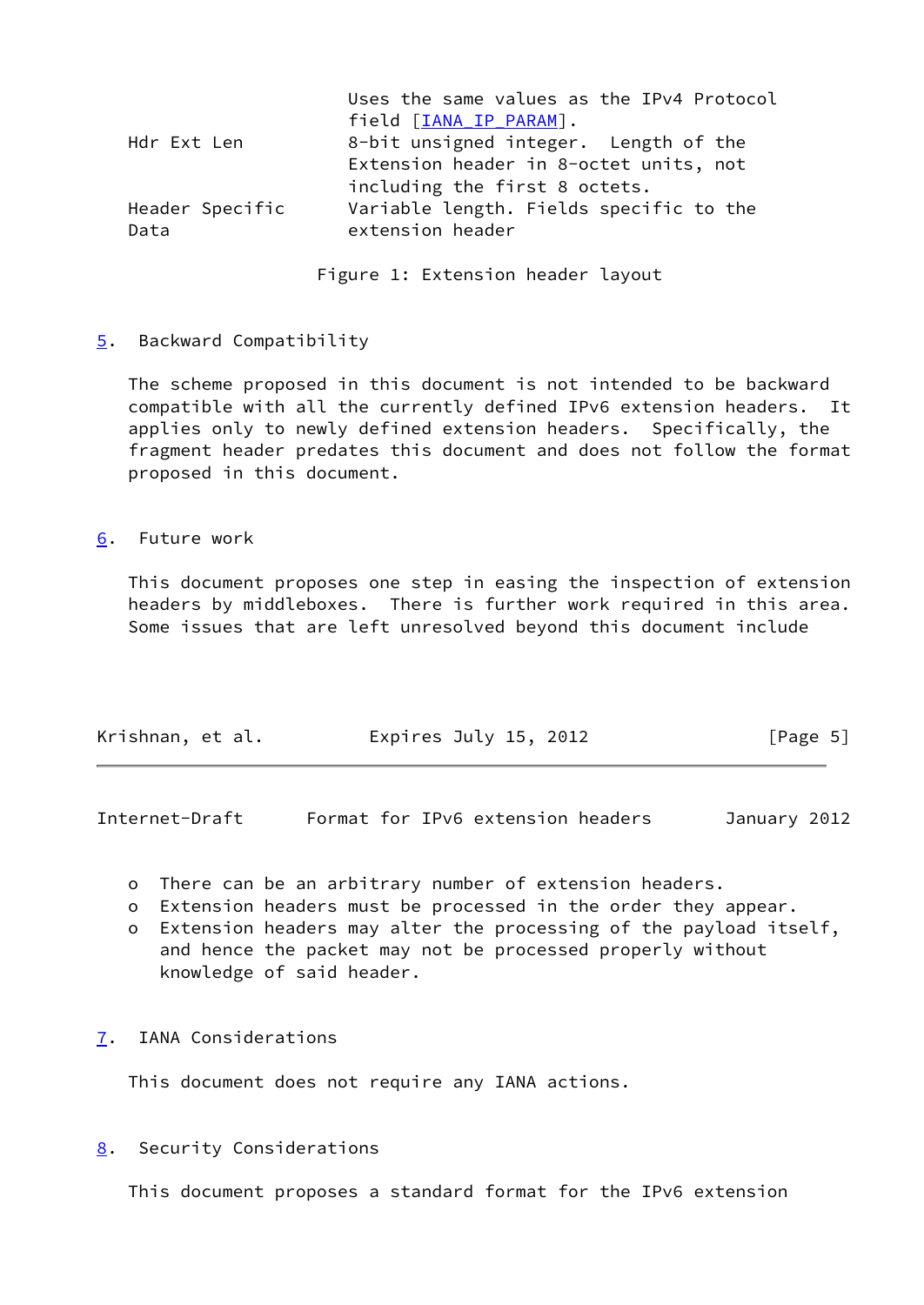| | |
|---|---|
| | Uses the same values as the IPv4 Protocol field [IANA_IP_PARAM]. |
| Hdr Ext Len | 8-bit unsigned integer. Length of the Extension header in 8-octet units, not including the first 8 octets. |
| Header Specific Data | Variable length. Fields specific to the extension header |

Figure 1: Extension header layout

## 5. Backward Compatibility

The scheme proposed in this document is not intended to be backward compatible with all the currently defined IPv6 extension headers. It applies only to newly defined extension headers. Specifically, the fragment header predates this document and does not follow the format proposed in this document.

## 6. Future work

This document proposes one step in easing the inspection of extension headers by middleboxes. There is further work required in this area. Some issues that are left unresolved beyond this document include

- There can be an arbitrary number of extension headers.
- Extension headers must be processed in the order they appear.
- Extension headers may alter the processing of the payload itself, and hence the packet may not be processed properly without knowledge of said header.

## 7. IANA Considerations

This document does not require any IANA actions.

## 8. Security Considerations

This document proposes a standard format for the IPv6 extension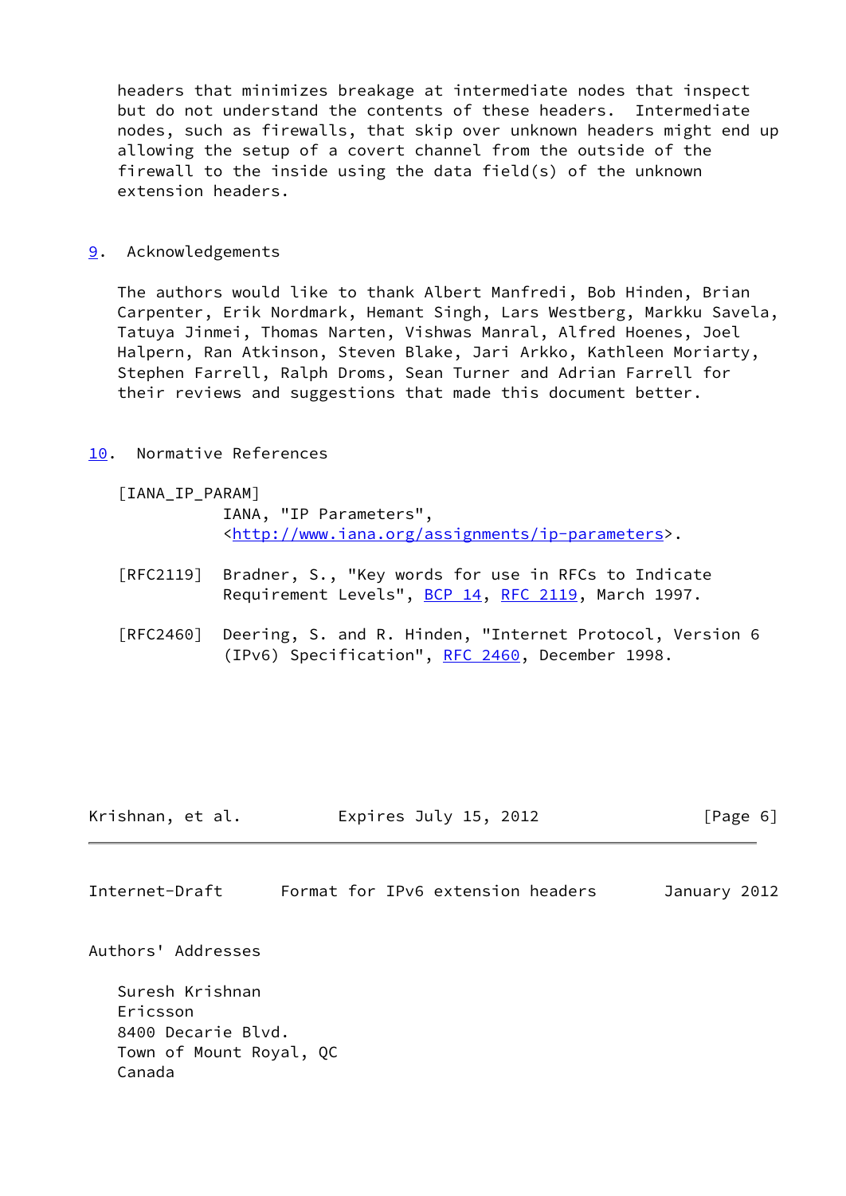headers that minimizes breakage at intermediate nodes that inspect but do not understand the contents of these headers. Intermediate nodes, such as firewalls, that skip over unknown headers might end up allowing the setup of a covert channel from the outside of the firewall to the inside using the data field(s) of the unknown extension headers.

## 9. Acknowledgements

The authors would like to thank Albert Manfredi, Bob Hinden, Brian Carpenter, Erik Nordmark, Hemant Singh, Lars Westberg, Markku Savela, Tatuya Jinmei, Thomas Narten, Vishwas Manral, Alfred Hoenes, Joel Halpern, Ran Atkinson, Steven Blake, Jari Arkko, Kathleen Moriarty, Stephen Farrell, Ralph Droms, Sean Turner and Adrian Farrell for their reviews and suggestions that made this document better.

## 10. Normative References

[IANA_IP_PARAM]
IANA, "IP Parameters", <http://www.iana.org/assignments/ip-parameters>.

[RFC2119] Bradner, S., "Key words for use in RFCs to Indicate Requirement Levels", BCP 14, RFC 2119, March 1997.

[RFC2460] Deering, S. and R. Hinden, "Internet Protocol, Version 6 (IPv6) Specification", RFC 2460, December 1998.

## Authors' Addresses

Suresh Krishnan
Ericsson
8400 Decarie Blvd.
Town of Mount Royal, QC
Canada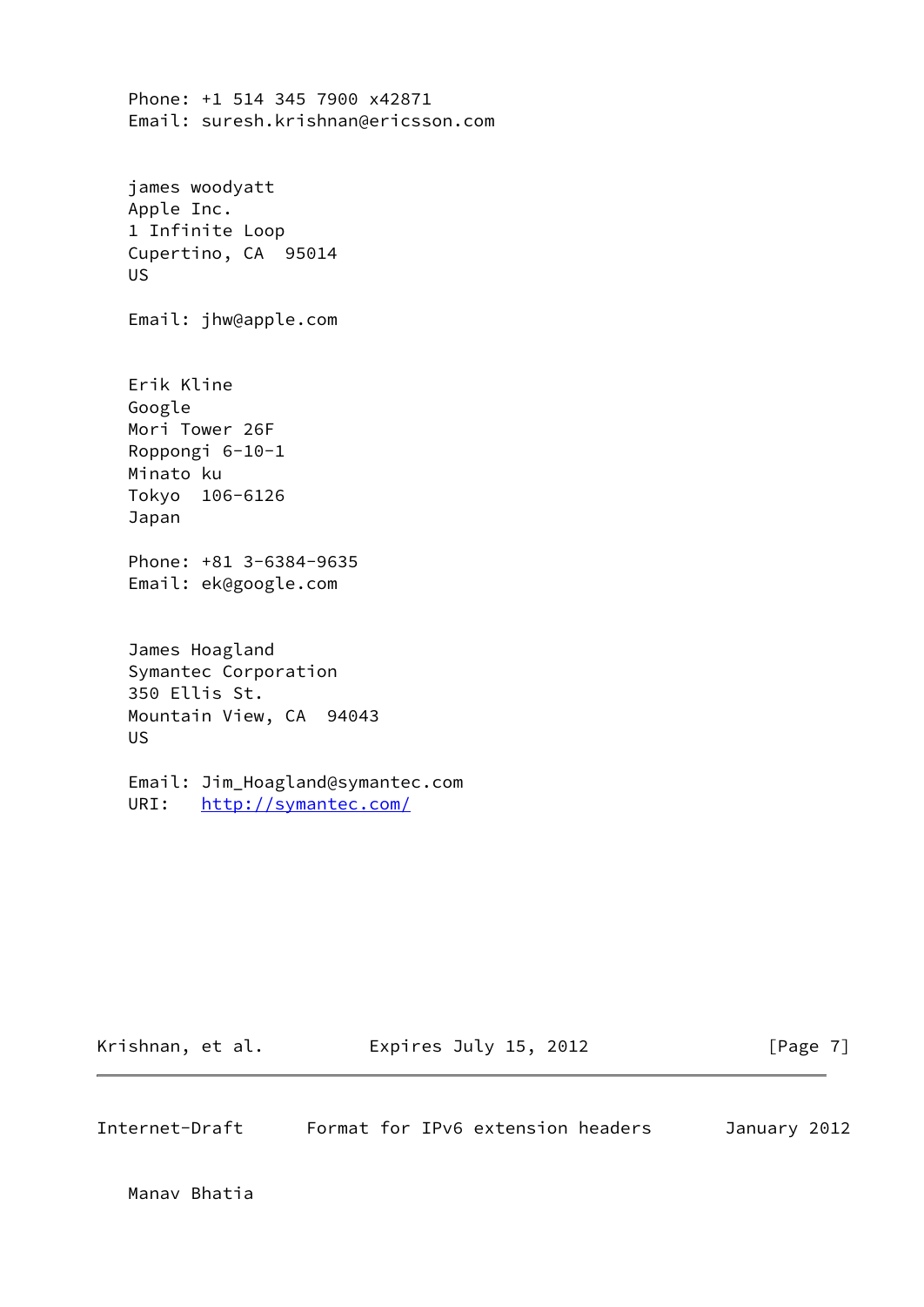Phone: +1 514 345 7900 x42871
Email: suresh.krishnan@ericsson.com

james woodyatt
Apple Inc.
1 Infinite Loop
Cupertino, CA  95014
US

Email: jhw@apple.com

Erik Kline
Google
Mori Tower 26F
Roppongi 6-10-1
Minato ku
Tokyo  106-6126
Japan

Phone: +81 3-6384-9635
Email: ek@google.com

James Hoagland
Symantec Corporation
350 Ellis St.
Mountain View, CA  94043
US

Email: Jim_Hoagland@symantec.com
URI:   http://symantec.com/

Manav Bhatia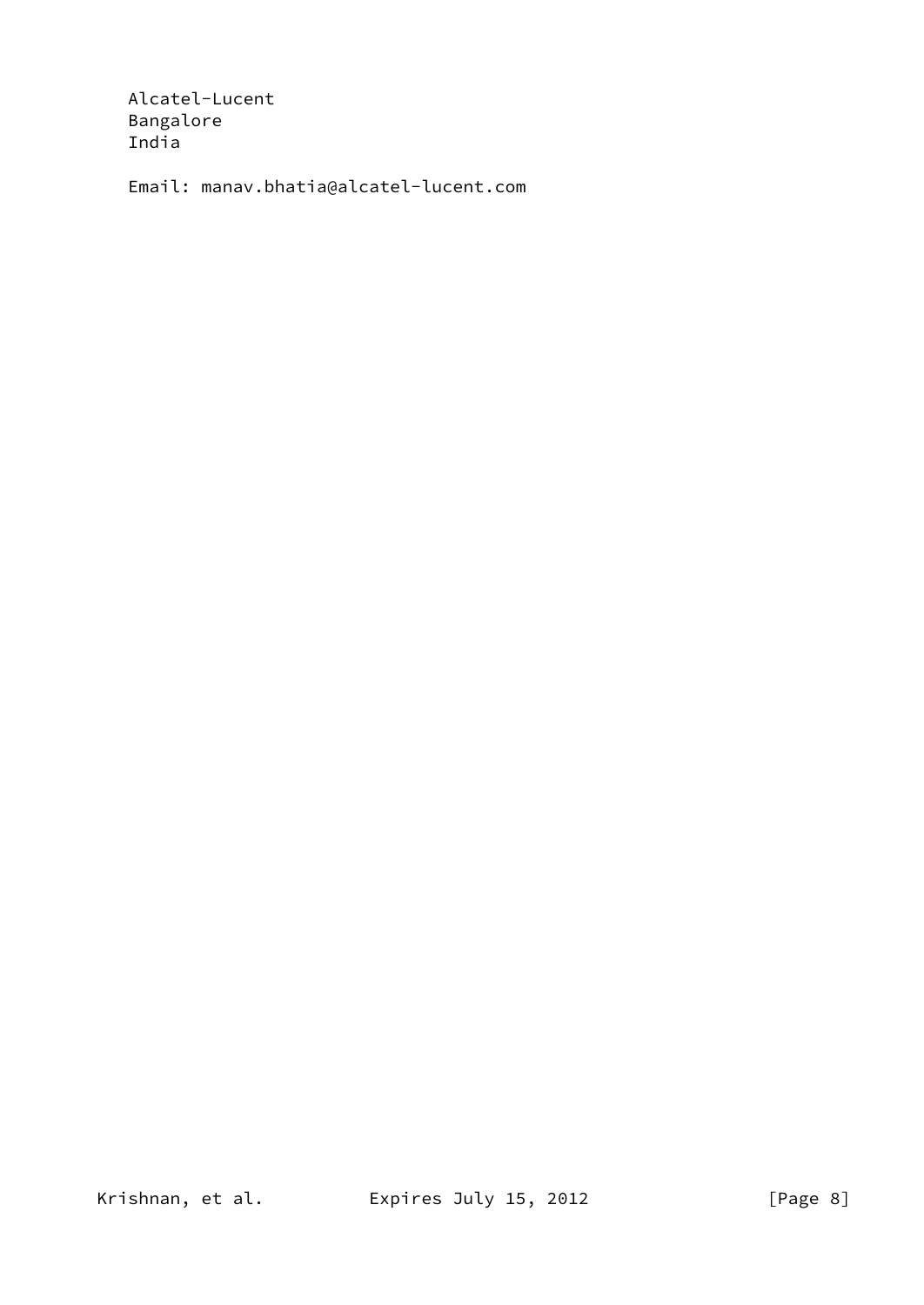Alcatel-Lucent
Bangalore
India

Email: manav.bhatia@alcatel-lucent.com